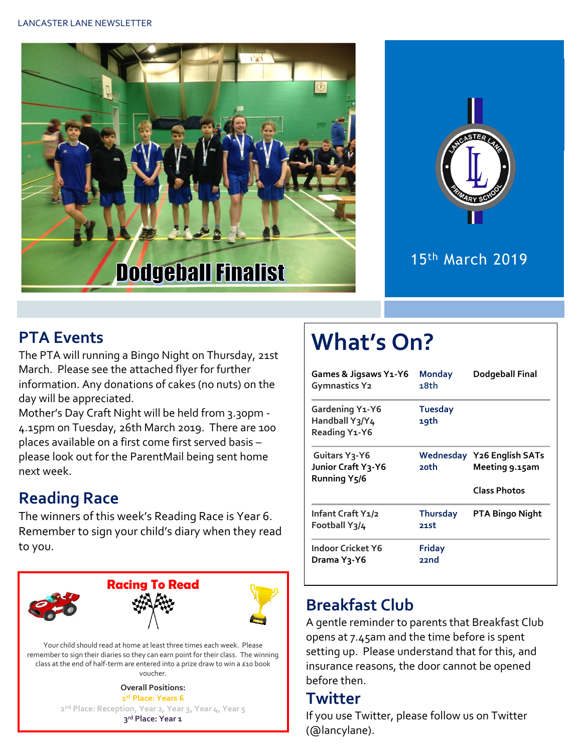Dodgeball Finalist

15th March 2019

## PTA Events

The PTA will running a Bingo Night on Thursday, 21st March. Please see the attached flyer for further information. Any donations of cakes (no nuts) on the day will be appreciated.

Mother's Day Craft Night will be held from 3.30pm - 4.15pm on Tuesday, 26th March 2019. There are 100 places available on a first come first served basis – please look out for the ParentMail being sent home next week.

## Reading Race

The winners of this week's Reading Race is Year 6. Remember to sign your child's diary when they read to you.

### Racing To Read

Your child should read at home at least three times each week. Please remember to sign their diaries so they can earn point for their class. The winning class at the end of half-term are entered into a prize draw to win a £10 book voucher.

**Overall Positions:**

**1st Place: Years 6**

**2nd Place: Reception, Year 2, Year 3, Year 4, Year 5**

**3rd Place: Year 1**

# What's On?

| | | |
|---|---|---|
| **Games & Jigsaws Y1-Y6**<br>**Gymnastics Y2** | **Monday 18th** | **Dodgeball Final** |
| **Gardening Y1-Y6**<br>**Handball Y3/Y4**<br>**Reading Y1-Y6** | **Tuesday 19th** | |
| **Guitars Y3-Y6**<br>**Junior Craft Y3-Y6**<br>**Running Y5/6** | **Wednesday 20th** | **Y26 English SATs Meeting 9.15am**<br><br>**Class Photos** |
| **Infant Craft Y1/2**<br>**Football Y3/4** | **Thursday 21st** | **PTA Bingo Night** |
| **Indoor Cricket Y6**<br>**Drama Y3-Y6** | **Friday 22nd** | |

## Breakfast Club

A gentle reminder to parents that Breakfast Club opens at 7.45am and the time before is spent setting up. Please understand that for this, and insurance reasons, the door cannot be opened before then.

## Twitter

If you use Twitter, please follow us on Twitter (@lancylane).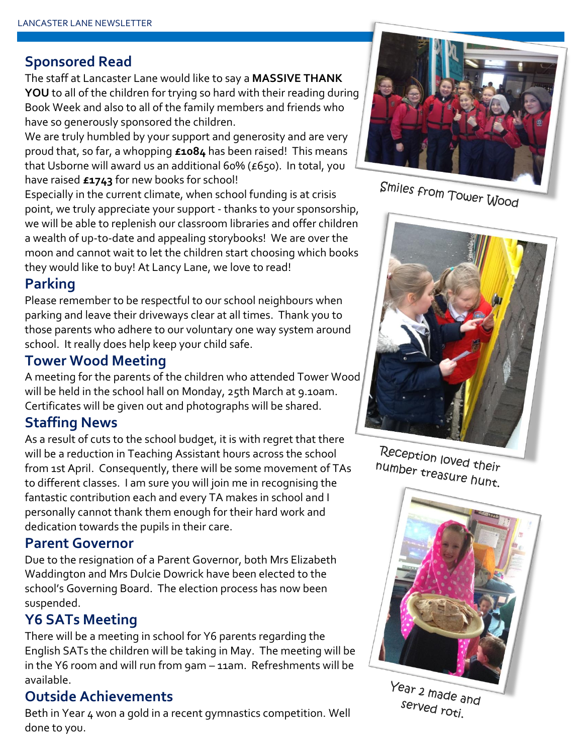## Sponsored Read

The staff at Lancaster Lane would like to say a **MASSIVE THANK YOU** to all of the children for trying so hard with their reading during Book Week and also to all of the family members and friends who have so generously sponsored the children.

We are truly humbled by your support and generosity and are very proud that, so far, a whopping **£1084** has been raised! This means that Usborne will award us an additional 60% (£650). In total, you have raised **£1743** for new books for school!

Especially in the current climate, when school funding is at crisis point, we truly appreciate your support - thanks to your sponsorship, we will be able to replenish our classroom libraries and offer children a wealth of up-to-date and appealing storybooks! We are over the moon and cannot wait to let the children start choosing which books they would like to buy! At Lancy Lane, we love to read!

## Parking

Please remember to be respectful to our school neighbours when parking and leave their driveways clear at all times. Thank you to those parents who adhere to our voluntary one way system around school. It really does help keep your child safe.

## Tower Wood Meeting

A meeting for the parents of the children who attended Tower Wood will be held in the school hall on Monday, 25th March at 9.10am. Certificates will be given out and photographs will be shared.

## Staffing News

As a result of cuts to the school budget, it is with regret that there will be a reduction in Teaching Assistant hours across the school from 1st April. Consequently, there will be some movement of TAs to different classes. I am sure you will join me in recognising the fantastic contribution each and every TA makes in school and I personally cannot thank them enough for their hard work and dedication towards the pupils in their care.

## Parent Governor

Due to the resignation of a Parent Governor, both Mrs Elizabeth Waddington and Mrs Dulcie Dowrick have been elected to the school's Governing Board. The election process has now been suspended.

## Y6 SATs Meeting

There will be a meeting in school for Y6 parents regarding the English SATs the children will be taking in May. The meeting will be in the Y6 room and will run from 9am – 11am. Refreshments will be available.

## Outside Achievements

Beth in Year 4 won a gold in a recent gymnastics competition. Well done to you.

Smiles from Tower Wood

Reception loved their number treasure hunt.

Year 2 made and served roti.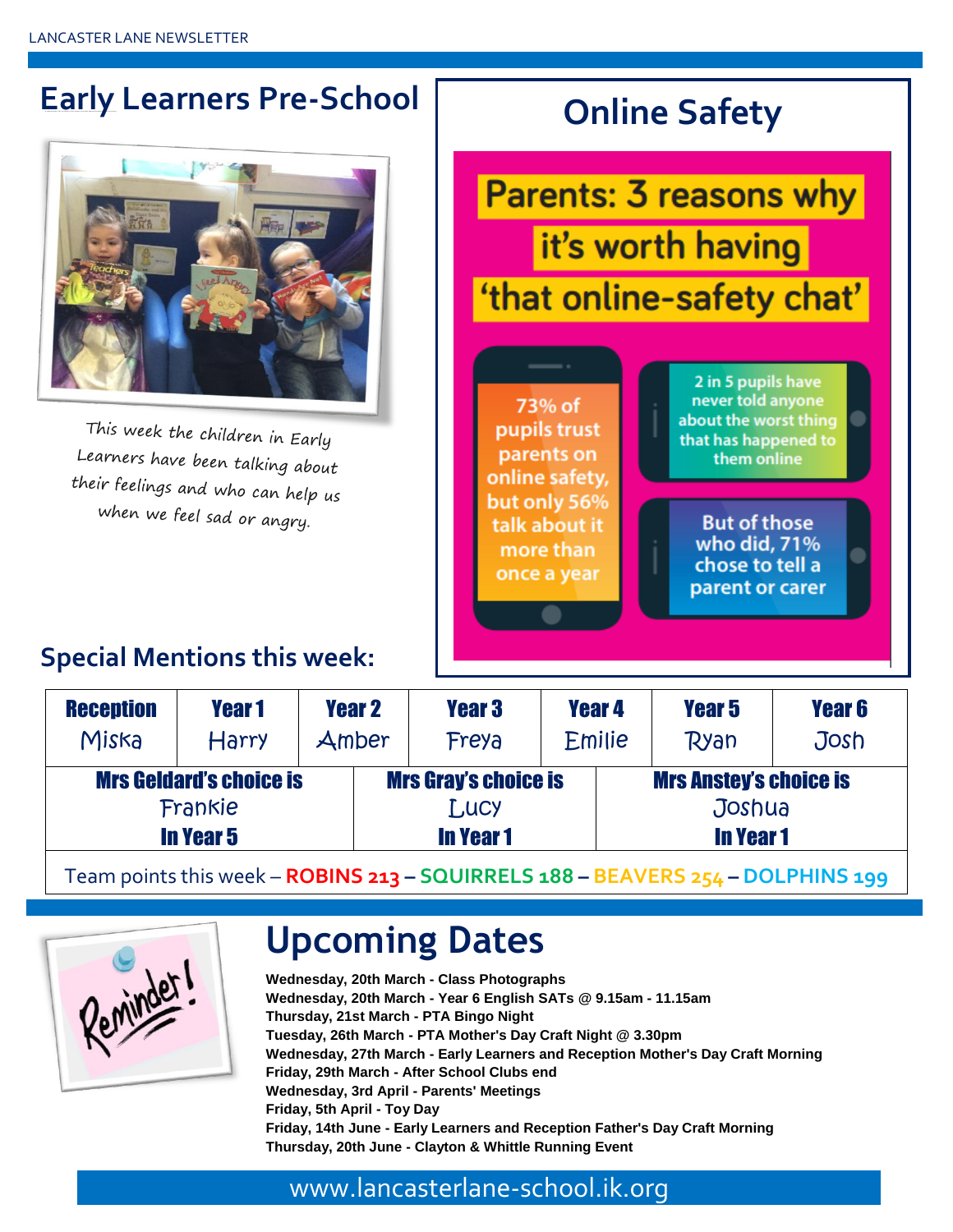## Early Learners Pre-School

This week the children in Early Learners have been talking about their feelings and who can help us when we feel sad or angry.

## Online Safety

Parents: 3 reasons why it's worth having 'that online-safety chat'

73% of pupils trust parents on online safety, but only 56% talk about it more than once a year

2 in 5 pupils have never told anyone about the worst thing that has happened to them online

But of those who did, 71% chose to tell a parent or carer

## Special Mentions this week:

| Reception | Year 1 | Year 2 | Year 3 | Year 4 | Year 5 | Year 6 |
|---|---|---|---|---|---|---|
| Miska | Harry | Amber | Freya | Emilie | Ryan | Josh |

| | | |
|---|---|---|
| **Mrs Geldard's choice is** Frankie **In Year 5** | **Mrs Gray's choice is** Lucy **In Year 1** | **Mrs Anstey's choice is** Joshua **In Year 1** |

Team points this week – **ROBINS 213** – **SQUIRRELS 188** – **BEAVERS 254** – **DOLPHINS 199**

## Upcoming Dates

**Wednesday, 20th March - Class Photographs**
**Wednesday, 20th March - Year 6 English SATs @ 9.15am - 11.15am**
**Thursday, 21st March - PTA Bingo Night**
**Tuesday, 26th March - PTA Mother's Day Craft Night @ 3.30pm**
**Wednesday, 27th March - Early Learners and Reception Mother's Day Craft Morning**
**Friday, 29th March - After School Clubs end**
**Wednesday, 3rd April - Parents' Meetings**
**Friday, 5th April - Toy Day**
**Friday, 14th June - Early Learners and Reception Father's Day Craft Morning**
**Thursday, 20th June - Clayton & Whittle Running Event**

www.lancasterlane-school.ik.org